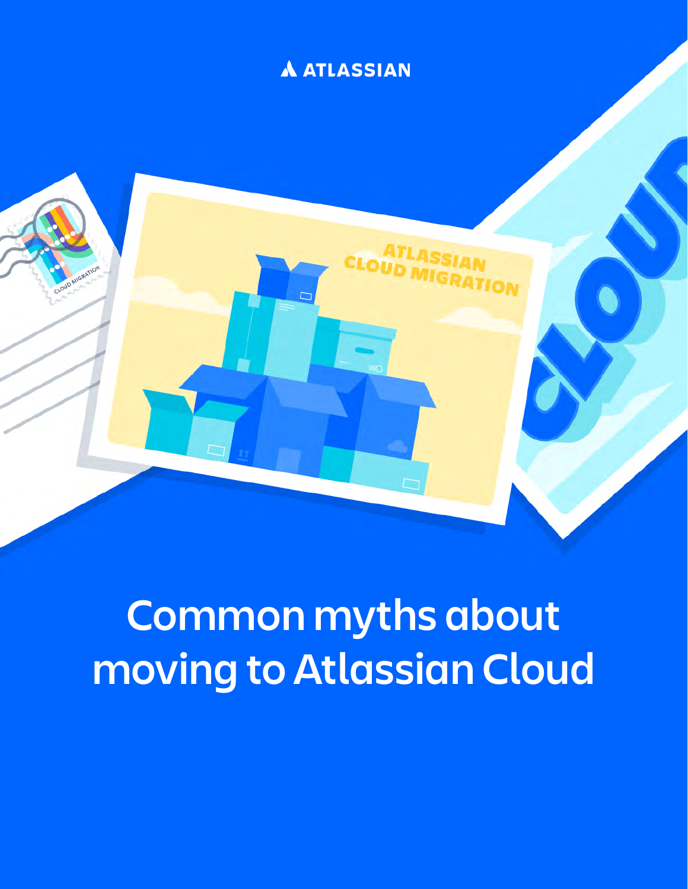ATLASSIAN

# Common myths about moving to Atlassian Cloud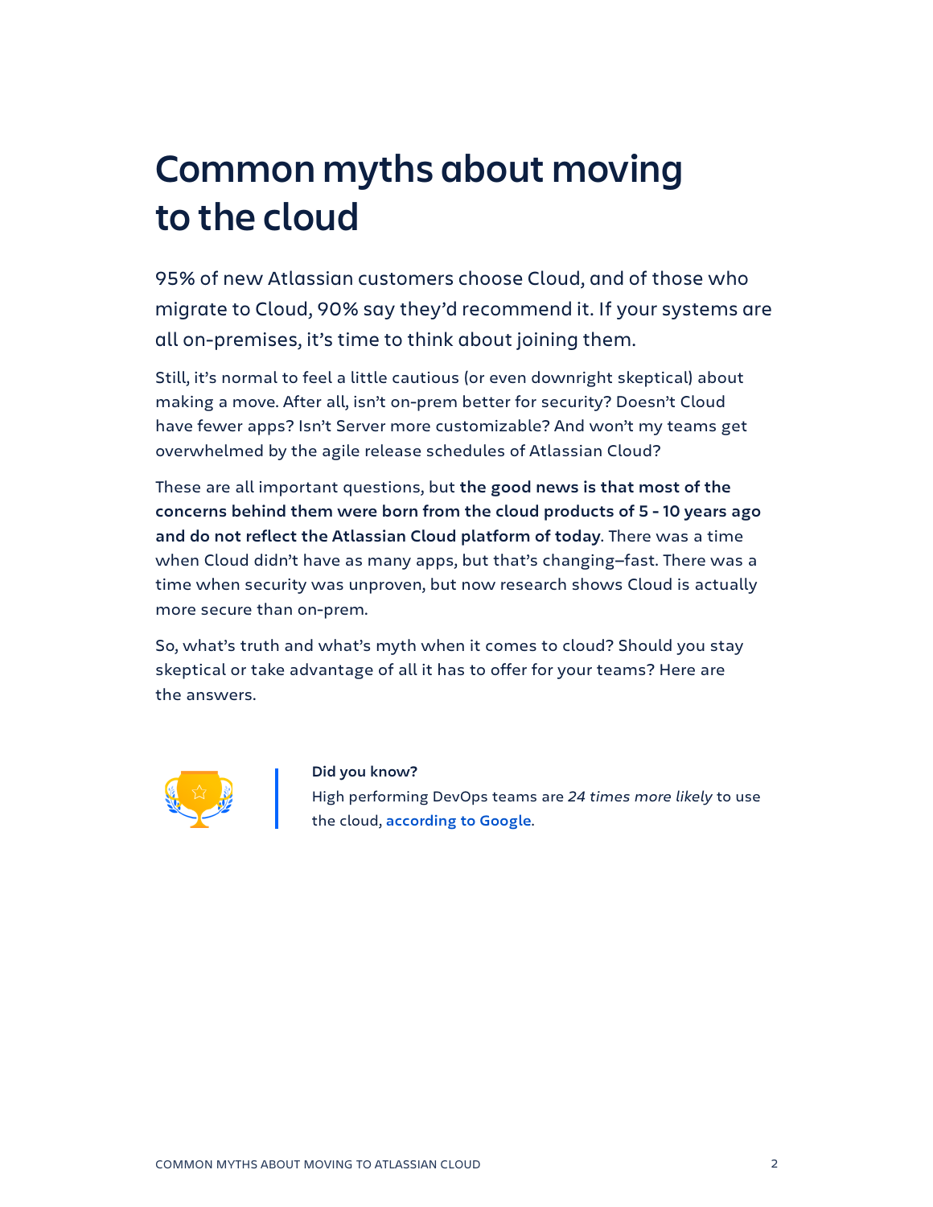# Common myths about moving to the cloud

95% of new Atlassian customers choose Cloud, and of those who migrate to Cloud, 90% say they'd recommend it. If your systems are all on-premises, it's time to think about joining them.

Still, it's normal to feel a little cautious (or even downright skeptical) about making a move. After all, isn't on-prem better for security? Doesn't Cloud have fewer apps? Isn't Server more customizable? And won't my teams get overwhelmed by the agile release schedules of Atlassian Cloud?

These are all important questions, but **the good news is that most of the concerns behind them were born from the cloud products of 5 - 10 years ago and do not reflect the Atlassian Cloud platform of today**. There was a time when Cloud didn't have as many apps, but that's changing–fast. There was a time when security was unproven, but now research shows Cloud is actually more secure than on-prem.

So, what's truth and what's myth when it comes to cloud? Should you stay skeptical or take advantage of all it has to offer for your teams? Here are the answers.

**Did you know?**
High performing DevOps teams are *24 times more likely* to use the cloud, **according to Google**.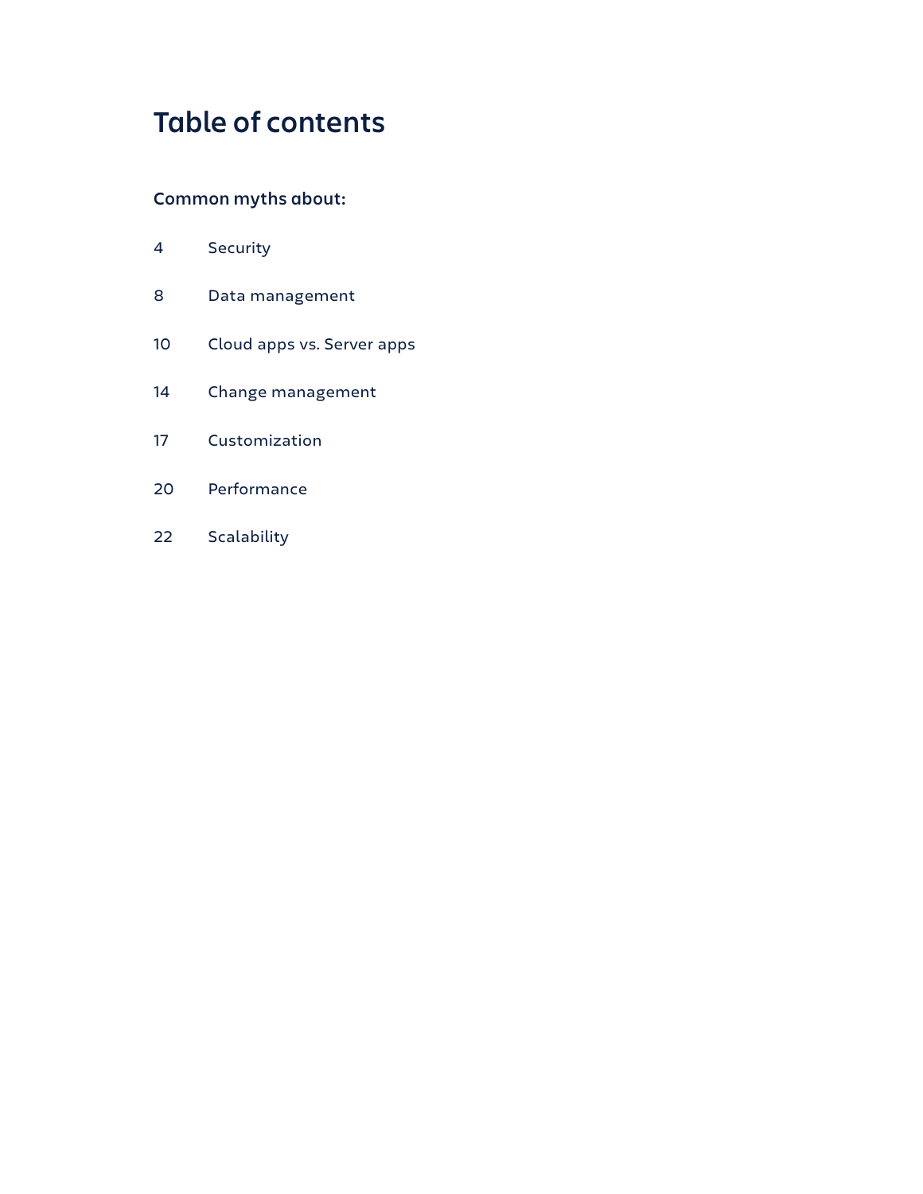# Table of contents

**Common myths about:**

| | |
|---|---|
| 4 | Security |
| 8 | Data management |
| 10 | Cloud apps vs. Server apps |
| 14 | Change management |
| 17 | Customization |
| 20 | Performance |
| 22 | Scalability |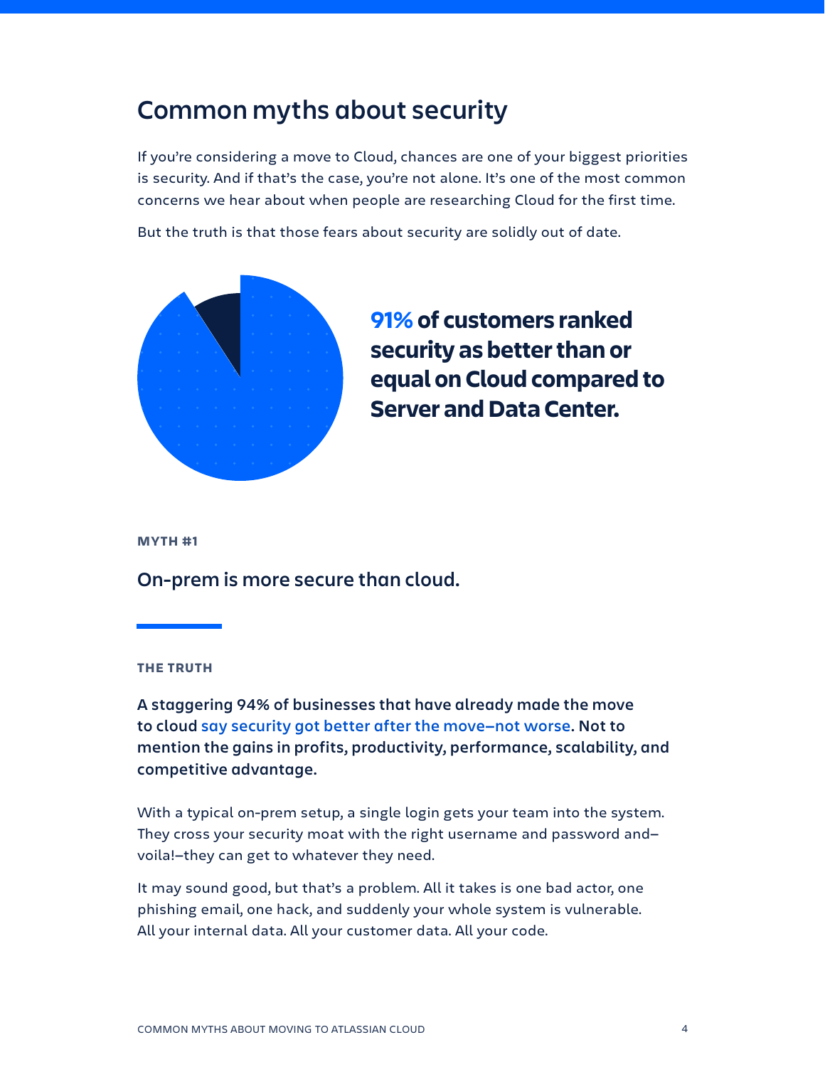## Common myths about security

If you're considering a move to Cloud, chances are one of your biggest priorities is security. And if that's the case, you're not alone. It's one of the most common concerns we hear about when people are researching Cloud for the first time.

But the truth is that those fears about security are solidly out of date.

**91% of customers ranked security as better than or equal on Cloud compared to Server and Data Center.**

**MYTH #1**

### On-prem is more secure than cloud.

**THE TRUTH**

**A staggering 94% of businesses that have already made the move to cloud say security got better after the move–not worse. Not to mention the gains in profits, productivity, performance, scalability, and competitive advantage.**

With a typical on-prem setup, a single login gets your team into the system. They cross your security moat with the right username and password and–voila!–they can get to whatever they need.

It may sound good, but that's a problem. All it takes is one bad actor, one phishing email, one hack, and suddenly your whole system is vulnerable. All your internal data. All your customer data. All your code.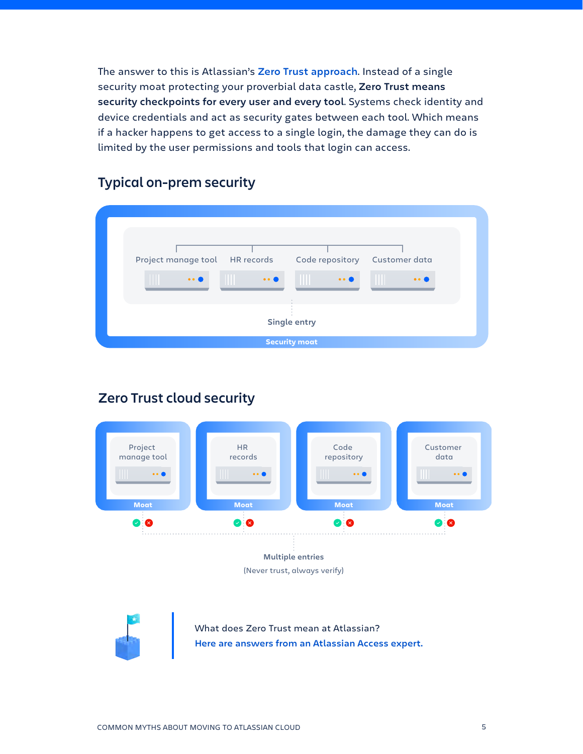The answer to this is Atlassian's Zero Trust approach. Instead of a single security moat protecting your proverbial data castle, **Zero Trust means security checkpoints for every user and every tool**. Systems check identity and device credentials and act as security gates between each tool. Which means if a hacker happens to get access to a single login, the damage they can do is limited by the user permissions and tools that login can access.

## Typical on-prem security

Project manage tool | HR records | Code repository | Customer data

Single entry

Security moat

## Zero Trust cloud security

Project manage tool — Moat

HR records — Moat

Code repository — Moat

Customer data — Moat

Multiple entries
(Never trust, always verify)

What does Zero Trust mean at Atlassian?
**Here are answers from an Atlassian Access expert.**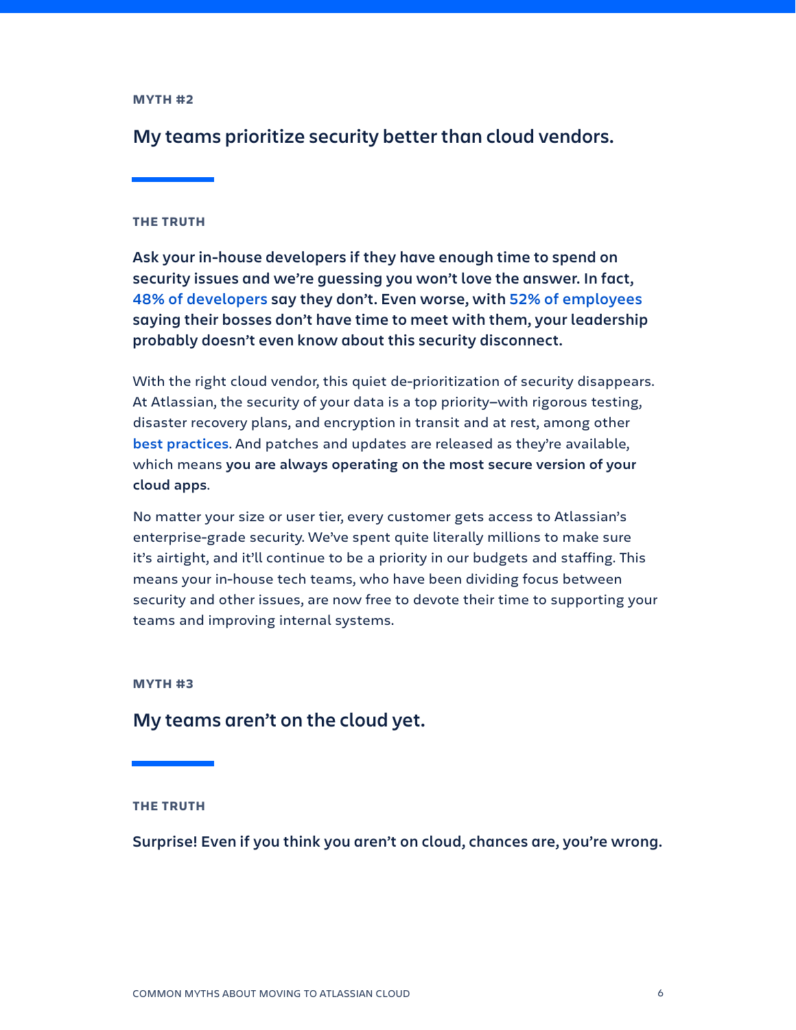**MYTH #2**

## My teams prioritize security better than cloud vendors.

**THE TRUTH**

**Ask your in-house developers if they have enough time to spend on security issues and we're guessing you won't love the answer. In fact, 48% of developers say they don't. Even worse, with 52% of employees saying their bosses don't have time to meet with them, your leadership probably doesn't even know about this security disconnect.**

With the right cloud vendor, this quiet de-prioritization of security disappears. At Atlassian, the security of your data is a top priority–with rigorous testing, disaster recovery plans, and encryption in transit and at rest, among other **best practices**. And patches and updates are released as they're available, which means **you are always operating on the most secure version of your cloud apps**.

No matter your size or user tier, every customer gets access to Atlassian's enterprise-grade security. We've spent quite literally millions to make sure it's airtight, and it'll continue to be a priority in our budgets and staffing. This means your in-house tech teams, who have been dividing focus between security and other issues, are now free to devote their time to supporting your teams and improving internal systems.

**MYTH #3**

## My teams aren't on the cloud yet.

**THE TRUTH**

**Surprise! Even if you think you aren't on cloud, chances are, you're wrong.**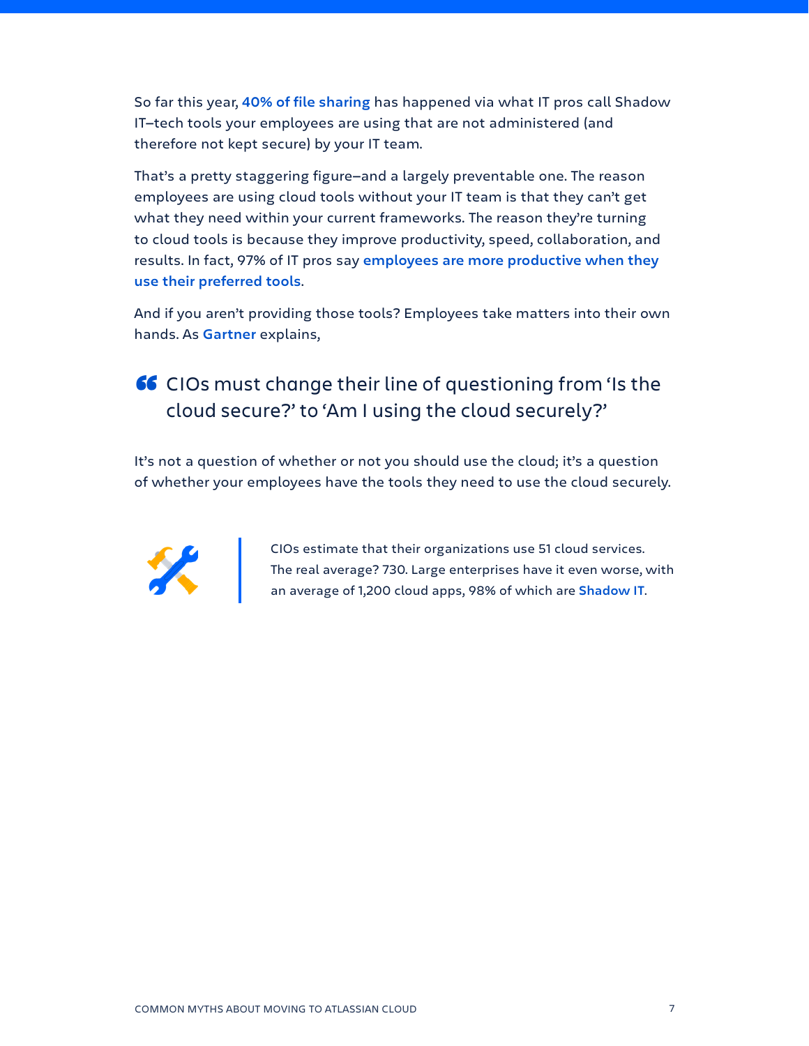So far this year, **40% of file sharing** has happened via what IT pros call Shadow IT–tech tools your employees are using that are not administered (and therefore not kept secure) by your IT team.

That's a pretty staggering figure–and a largely preventable one. The reason employees are using cloud tools without your IT team is that they can't get what they need within your current frameworks. The reason they're turning to cloud tools is because they improve productivity, speed, collaboration, and results. In fact, 97% of IT pros say **employees are more productive when they use their preferred tools**.

And if you aren't providing those tools? Employees take matters into their own hands. As **Gartner** explains,

> CIOs must change their line of questioning from 'Is the cloud secure?' to 'Am I using the cloud securely?'

It's not a question of whether or not you should use the cloud; it's a question of whether your employees have the tools they need to use the cloud securely.

> CIOs estimate that their organizations use 51 cloud services. The real average? 730. Large enterprises have it even worse, with an average of 1,200 cloud apps, 98% of which are **Shadow IT**.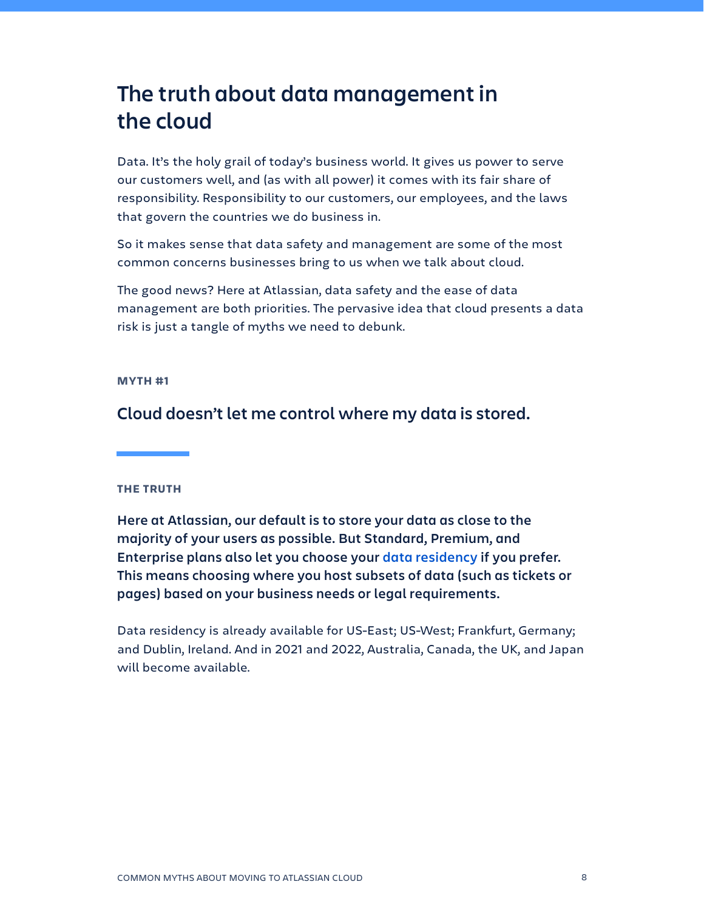# The truth about data management in the cloud

Data. It's the holy grail of today's business world. It gives us power to serve our customers well, and (as with all power) it comes with its fair share of responsibility. Responsibility to our customers, our employees, and the laws that govern the countries we do business in.

So it makes sense that data safety and management are some of the most common concerns businesses bring to us when we talk about cloud.

The good news? Here at Atlassian, data safety and the ease of data management are both priorities. The pervasive idea that cloud presents a data risk is just a tangle of myths we need to debunk.

**MYTH #1**

## Cloud doesn't let me control where my data is stored.

**THE TRUTH**

**Here at Atlassian, our default is to store your data as close to the majority of your users as possible. But Standard, Premium, and Enterprise plans also let you choose your data residency if you prefer. This means choosing where you host subsets of data (such as tickets or pages) based on your business needs or legal requirements.**

Data residency is already available for US-East; US-West; Frankfurt, Germany; and Dublin, Ireland. And in 2021 and 2022, Australia, Canada, the UK, and Japan will become available.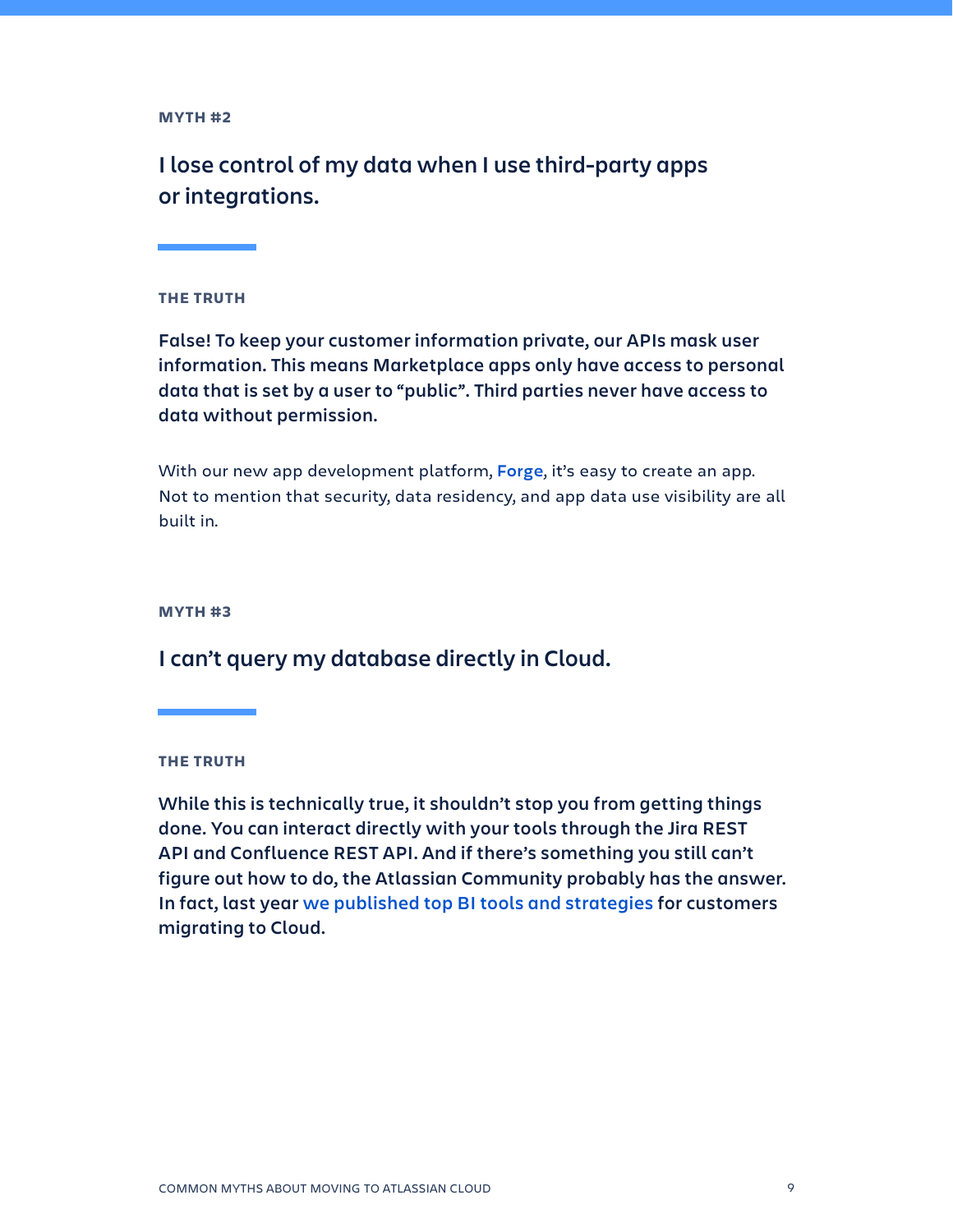**MYTH #2**

## I lose control of my data when I use third-party apps or integrations.

**THE TRUTH**

**False! To keep your customer information private, our APIs mask user information. This means Marketplace apps only have access to personal data that is set by a user to "public". Third parties never have access to data without permission.**

With our new app development platform, **Forge**, it's easy to create an app. Not to mention that security, data residency, and app data use visibility are all built in.

**MYTH #3**

## I can't query my database directly in Cloud.

**THE TRUTH**

**While this is technically true, it shouldn't stop you from getting things done. You can interact directly with your tools through the Jira REST API and Confluence REST API. And if there's something you still can't figure out how to do, the Atlassian Community probably has the answer. In fact, last year we published top BI tools and strategies for customers migrating to Cloud.**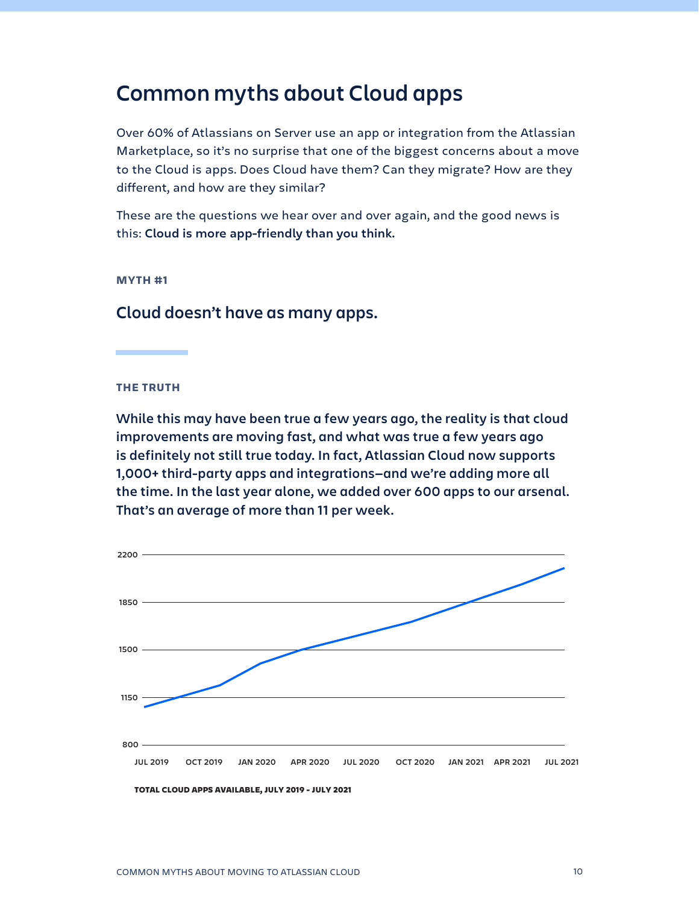# Common myths about Cloud apps

Over 60% of Atlassians on Server use an app or integration from the Atlassian Marketplace, so it's no surprise that one of the biggest concerns about a move to the Cloud is apps. Does Cloud have them? Can they migrate? How are they different, and how are they similar?

These are the questions we hear over and over again, and the good news is this: **Cloud is more app-friendly than you think.**

**MYTH #1**

## Cloud doesn't have as many apps.

**THE TRUTH**

**While this may have been true a few years ago, the reality is that cloud improvements are moving fast, and what was true a few years ago is definitely not still true today. In fact, Atlassian Cloud now supports 1,000+ third-party apps and integrations—and we're adding more all the time. In the last year alone, we added over 600 apps to our arsenal. That's an average of more than 11 per week.**

2200

1850

1500

1150

800

JUL 2019 | OCT 2019 | JAN 2020 | APR 2020 | JUL 2020 | OCT 2020 | JAN 2021 | APR 2021 | JUL 2021

**TOTAL CLOUD APPS AVAILABLE, JULY 2019 - JULY 2021**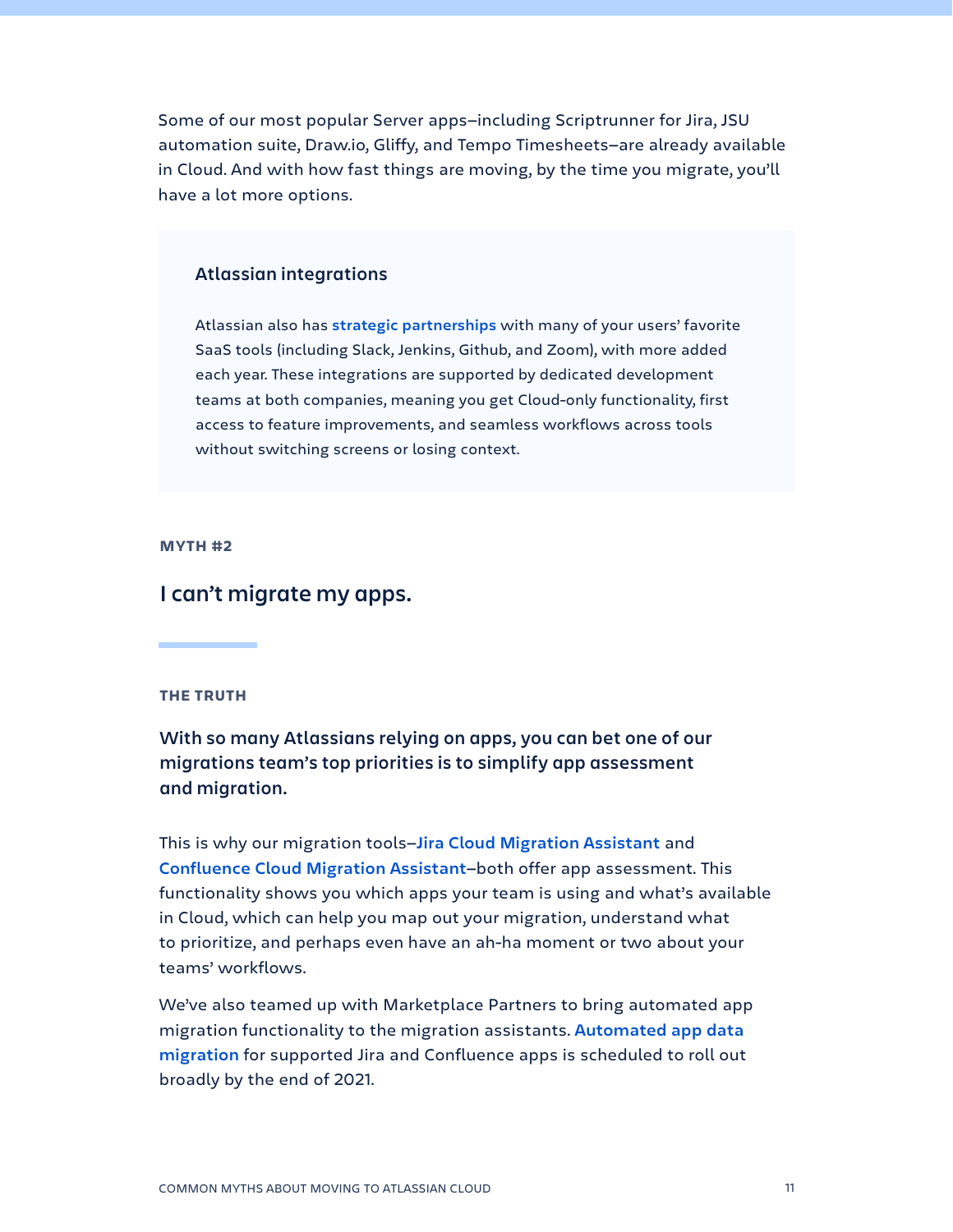Some of our most popular Server apps—including Scriptrunner for Jira, JSU automation suite, Draw.io, Gliffy, and Tempo Timesheets—are already available in Cloud. And with how fast things are moving, by the time you migrate, you'll have a lot more options.

### Atlassian integrations

Atlassian also has **strategic partnerships** with many of your users' favorite SaaS tools (including Slack, Jenkins, Github, and Zoom), with more added each year. These integrations are supported by dedicated development teams at both companies, meaning you get Cloud-only functionality, first access to feature improvements, and seamless workflows across tools without switching screens or losing context.

**MYTH #2**

## I can't migrate my apps.

**THE TRUTH**

**With so many Atlassians relying on apps, you can bet one of our migrations team's top priorities is to simplify app assessment and migration.**

This is why our migration tools—**Jira Cloud Migration Assistant** and **Confluence Cloud Migration Assistant**—both offer app assessment. This functionality shows you which apps your team is using and what's available in Cloud, which can help you map out your migration, understand what to prioritize, and perhaps even have an ah-ha moment or two about your teams' workflows.

We've also teamed up with Marketplace Partners to bring automated app migration functionality to the migration assistants. **Automated app data migration** for supported Jira and Confluence apps is scheduled to roll out broadly by the end of 2021.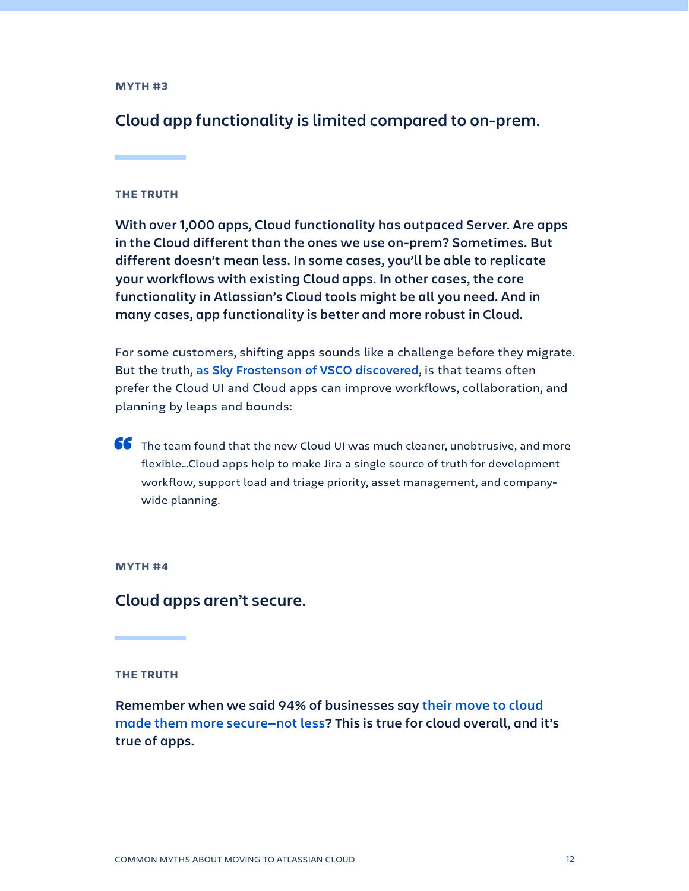**MYTH #3**

## Cloud app functionality is limited compared to on-prem.

**THE TRUTH**

**With over 1,000 apps, Cloud functionality has outpaced Server. Are apps in the Cloud different than the ones we use on-prem? Sometimes. But different doesn't mean less. In some cases, you'll be able to replicate your workflows with existing Cloud apps. In other cases, the core functionality in Atlassian's Cloud tools might be all you need. And in many cases, app functionality is better and more robust in Cloud.**

For some customers, shifting apps sounds like a challenge before they migrate. But the truth, **as Sky Frostenson of VSCO discovered**, is that teams often prefer the Cloud UI and Cloud apps can improve workflows, collaboration, and planning by leaps and bounds:

> The team found that the new Cloud UI was much cleaner, unobtrusive, and more flexible...Cloud apps help to make Jira a single source of truth for development workflow, support load and triage priority, asset management, and company-wide planning.

**MYTH #4**

## Cloud apps aren't secure.

**THE TRUTH**

**Remember when we said 94% of businesses say their move to cloud made them more secure–not less? This is true for cloud overall, and it's true of apps.**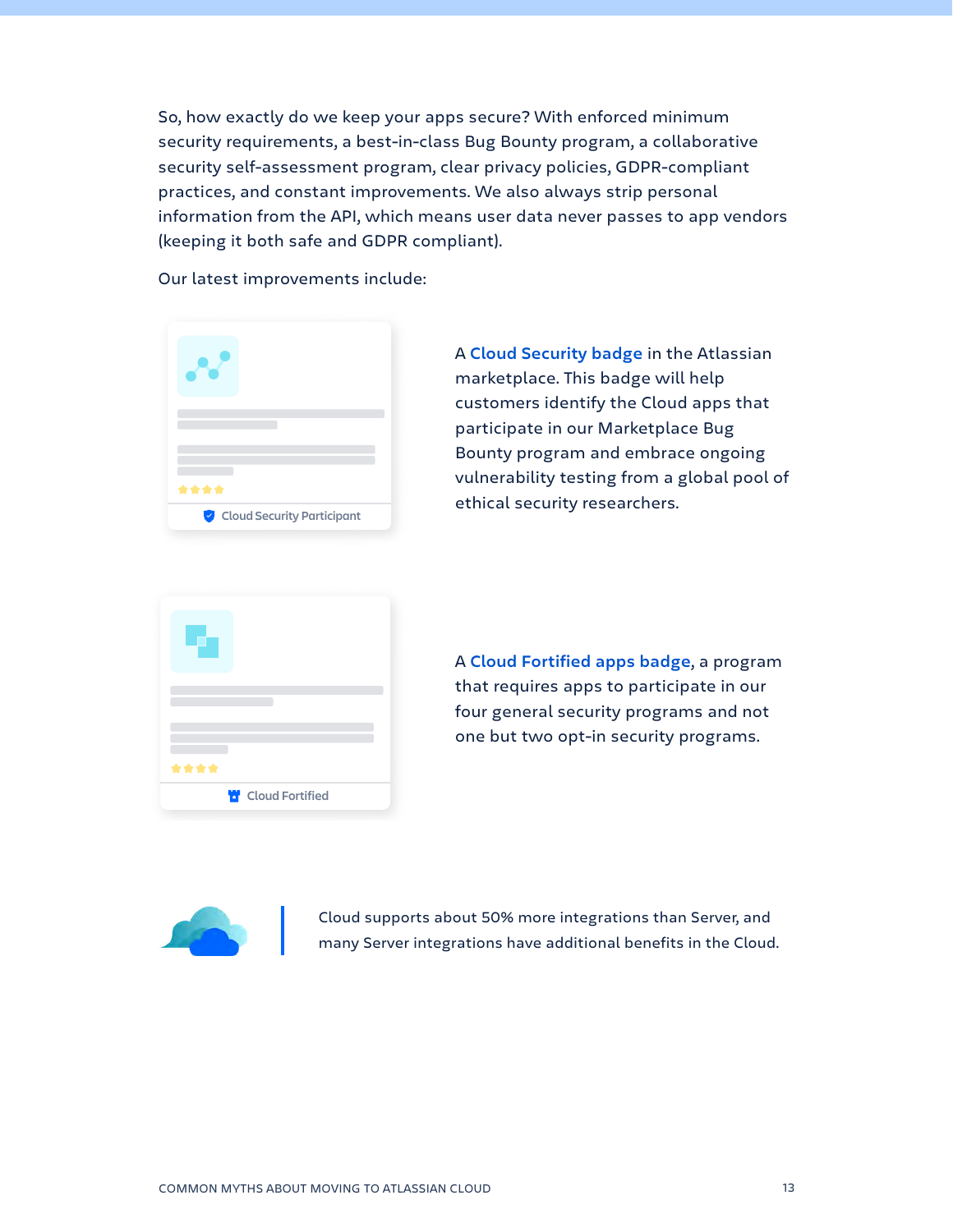So, how exactly do we keep your apps secure? With enforced minimum security requirements, a best-in-class Bug Bounty program, a collaborative security self-assessment program, clear privacy policies, GDPR-compliant practices, and constant improvements. We also always strip personal information from the API, which means user data never passes to app vendors (keeping it both safe and GDPR compliant).

Our latest improvements include:

Cloud Security Participant

A **Cloud Security badge** in the Atlassian marketplace. This badge will help customers identify the Cloud apps that participate in our Marketplace Bug Bounty program and embrace ongoing vulnerability testing from a global pool of ethical security researchers.

Cloud Fortified

A **Cloud Fortified apps badge**, a program that requires apps to participate in our four general security programs and not one but two opt-in security programs.

Cloud supports about 50% more integrations than Server, and many Server integrations have additional benefits in the Cloud.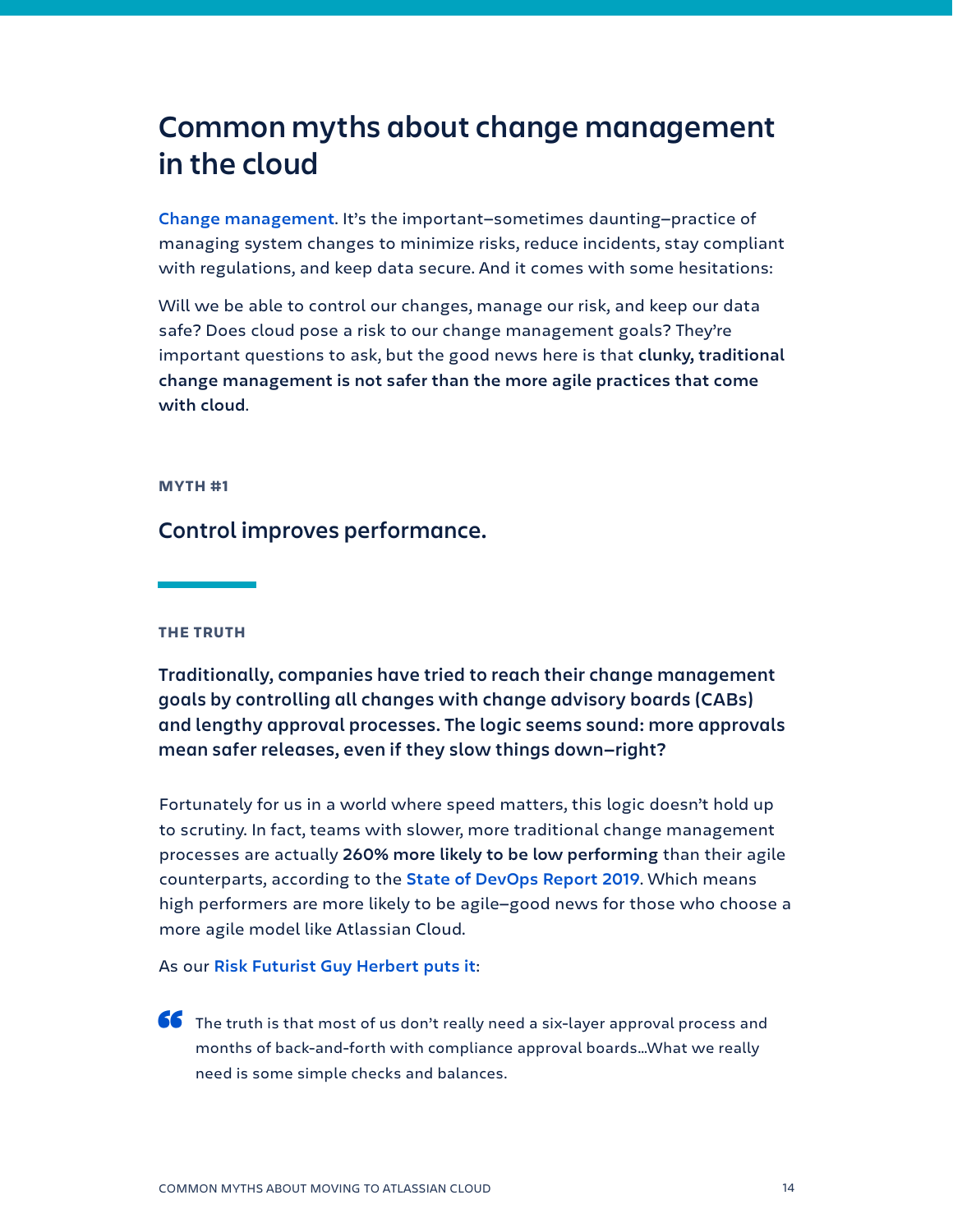# Common myths about change management in the cloud

Change management. It's the important–sometimes daunting–practice of managing system changes to minimize risks, reduce incidents, stay compliant with regulations, and keep data secure. And it comes with some hesitations:

Will we be able to control our changes, manage our risk, and keep our data safe? Does cloud pose a risk to our change management goals? They're important questions to ask, but the good news here is that **clunky, traditional change management is not safer than the more agile practices that come with cloud**.

**MYTH #1**

## Control improves performance.

**THE TRUTH**

**Traditionally, companies have tried to reach their change management goals by controlling all changes with change advisory boards (CABs) and lengthy approval processes. The logic seems sound: more approvals mean safer releases, even if they slow things down–right?**

Fortunately for us in a world where speed matters, this logic doesn't hold up to scrutiny. In fact, teams with slower, more traditional change management processes are actually **260% more likely to be low performing** than their agile counterparts, according to the State of DevOps Report 2019. Which means high performers are more likely to be agile–good news for those who choose a more agile model like Atlassian Cloud.

As our Risk Futurist Guy Herbert puts it:

> The truth is that most of us don't really need a six-layer approval process and months of back-and-forth with compliance approval boards...What we really need is some simple checks and balances.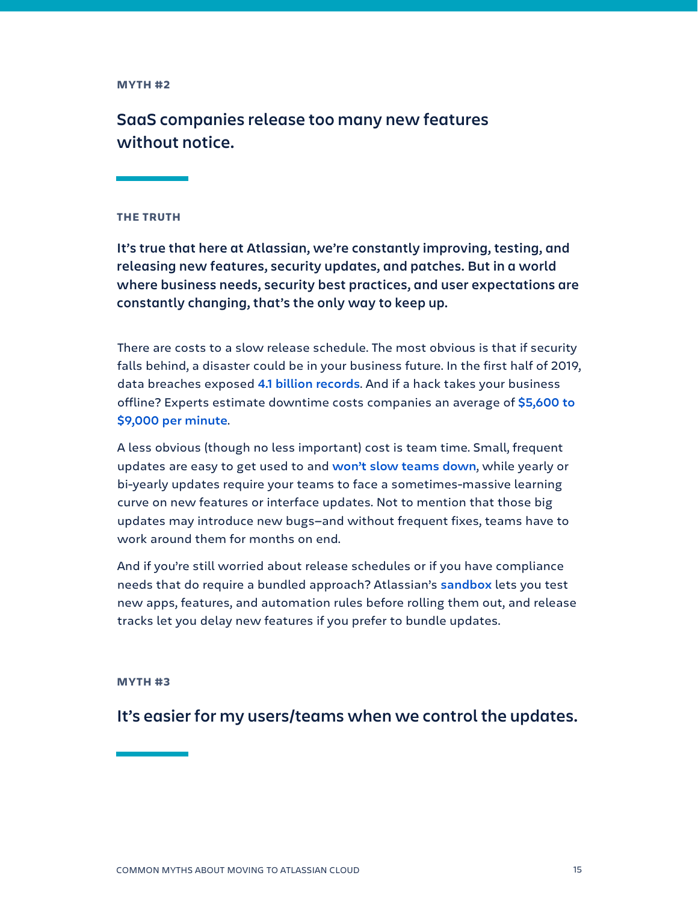**MYTH #2**

## SaaS companies release too many new features without notice.

**THE TRUTH**

**It's true that here at Atlassian, we're constantly improving, testing, and releasing new features, security updates, and patches. But in a world where business needs, security best practices, and user expectations are constantly changing, that's the only way to keep up.**

There are costs to a slow release schedule. The most obvious is that if security falls behind, a disaster could be in your business future. In the first half of 2019, data breaches exposed **4.1 billion records**. And if a hack takes your business offline? Experts estimate downtime costs companies an average of **$5,600 to $9,000 per minute**.

A less obvious (though no less important) cost is team time. Small, frequent updates are easy to get used to and **won't slow teams down**, while yearly or bi-yearly updates require your teams to face a sometimes-massive learning curve on new features or interface updates. Not to mention that those big updates may introduce new bugs–and without frequent fixes, teams have to work around them for months on end.

And if you're still worried about release schedules or if you have compliance needs that do require a bundled approach? Atlassian's **sandbox** lets you test new apps, features, and automation rules before rolling them out, and release tracks let you delay new features if you prefer to bundle updates.

**MYTH #3**

## It's easier for my users/teams when we control the updates.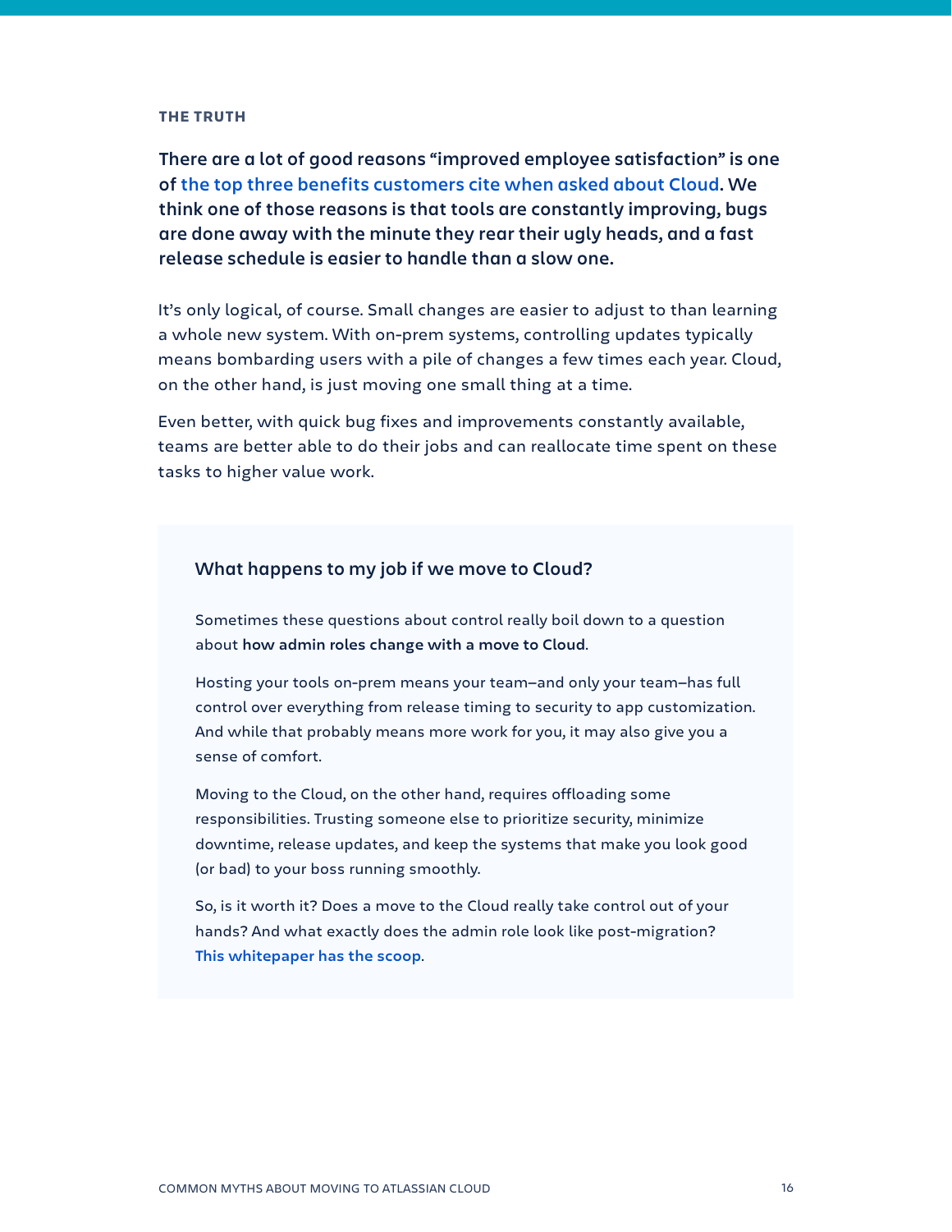#### THE TRUTH

**There are a lot of good reasons "improved employee satisfaction" is one of the top three benefits customers cite when asked about Cloud. We think one of those reasons is that tools are constantly improving, bugs are done away with the minute they rear their ugly heads, and a fast release schedule is easier to handle than a slow one.**

It's only logical, of course. Small changes are easier to adjust to than learning a whole new system. With on-prem systems, controlling updates typically means bombarding users with a pile of changes a few times each year. Cloud, on the other hand, is just moving one small thing at a time.

Even better, with quick bug fixes and improvements constantly available, teams are better able to do their jobs and can reallocate time spent on these tasks to higher value work.

### What happens to my job if we move to Cloud?

Sometimes these questions about control really boil down to a question about **how admin roles change with a move to Cloud**.

Hosting your tools on-prem means your team—and only your team—has full control over everything from release timing to security to app customization. And while that probably means more work for you, it may also give you a sense of comfort.

Moving to the Cloud, on the other hand, requires offloading some responsibilities. Trusting someone else to prioritize security, minimize downtime, release updates, and keep the systems that make you look good (or bad) to your boss running smoothly.

So, is it worth it? Does a move to the Cloud really take control out of your hands? And what exactly does the admin role look like post-migration? **This whitepaper has the scoop**.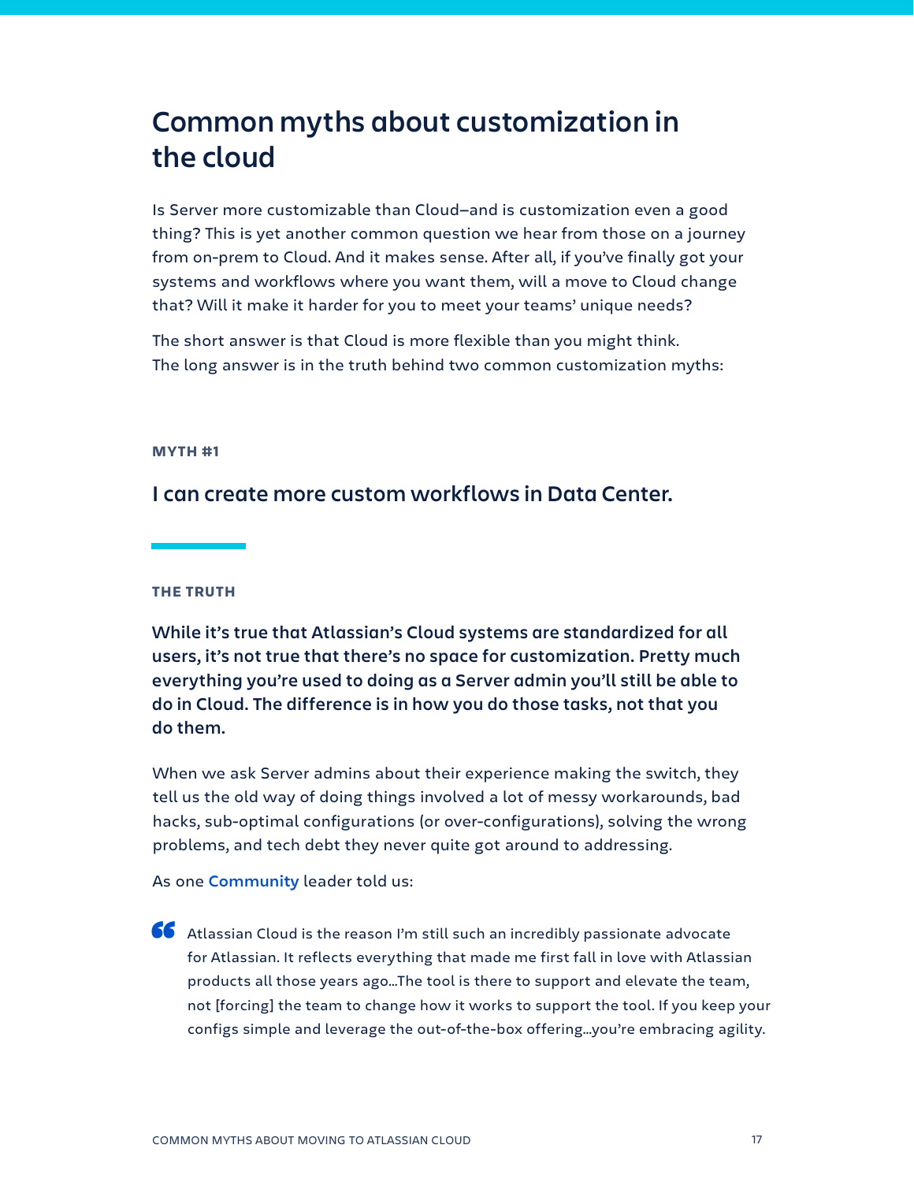# Common myths about customization in the cloud

Is Server more customizable than Cloud–and is customization even a good thing? This is yet another common question we hear from those on a journey from on-prem to Cloud. And it makes sense. After all, if you've finally got your systems and workflows where you want them, will a move to Cloud change that? Will it make it harder for you to meet your teams' unique needs?

The short answer is that Cloud is more flexible than you might think. The long answer is in the truth behind two common customization myths:

**MYTH #1**

## I can create more custom workflows in Data Center.

**THE TRUTH**

**While it's true that Atlassian's Cloud systems are standardized for all users, it's not true that there's no space for customization. Pretty much everything you're used to doing as a Server admin you'll still be able to do in Cloud. The difference is in how you do those tasks, not that you do them.**

When we ask Server admins about their experience making the switch, they tell us the old way of doing things involved a lot of messy workarounds, bad hacks, sub-optimal configurations (or over-configurations), solving the wrong problems, and tech debt they never quite got around to addressing.

As one **Community** leader told us:

> Atlassian Cloud is the reason I'm still such an incredibly passionate advocate for Atlassian. It reflects everything that made me first fall in love with Atlassian products all those years ago...The tool is there to support and elevate the team, not [forcing] the team to change how it works to support the tool. If you keep your configs simple and leverage the out-of-the-box offering...you're embracing agility.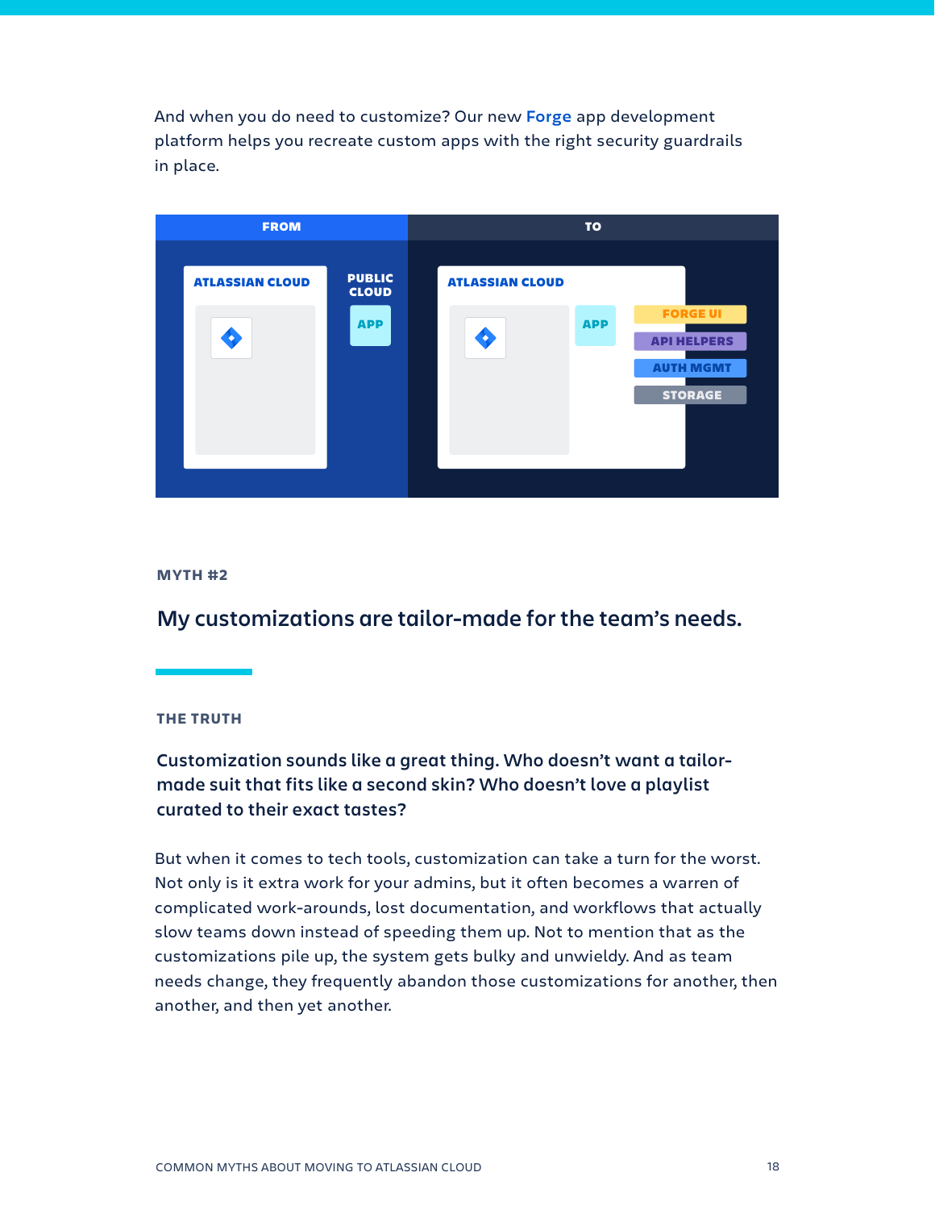And when you do need to customize? Our new Forge app development platform helps you recreate custom apps with the right security guardrails in place.

| FROM | | TO |
| --- | --- | --- |
| ATLASSIAN CLOUD | PUBLIC CLOUD | ATLASSIAN CLOUD |
| | APP | APP: FORGE UI, API HELPERS, AUTH MGMT, STORAGE |

MYTH #2

## My customizations are tailor-made for the team's needs.

THE TRUTH

**Customization sounds like a great thing. Who doesn't want a tailor-made suit that fits like a second skin? Who doesn't love a playlist curated to their exact tastes?**

But when it comes to tech tools, customization can take a turn for the worst. Not only is it extra work for your admins, but it often becomes a warren of complicated work-arounds, lost documentation, and workflows that actually slow teams down instead of speeding them up. Not to mention that as the customizations pile up, the system gets bulky and unwieldy. And as team needs change, they frequently abandon those customizations for another, then another, and then yet another.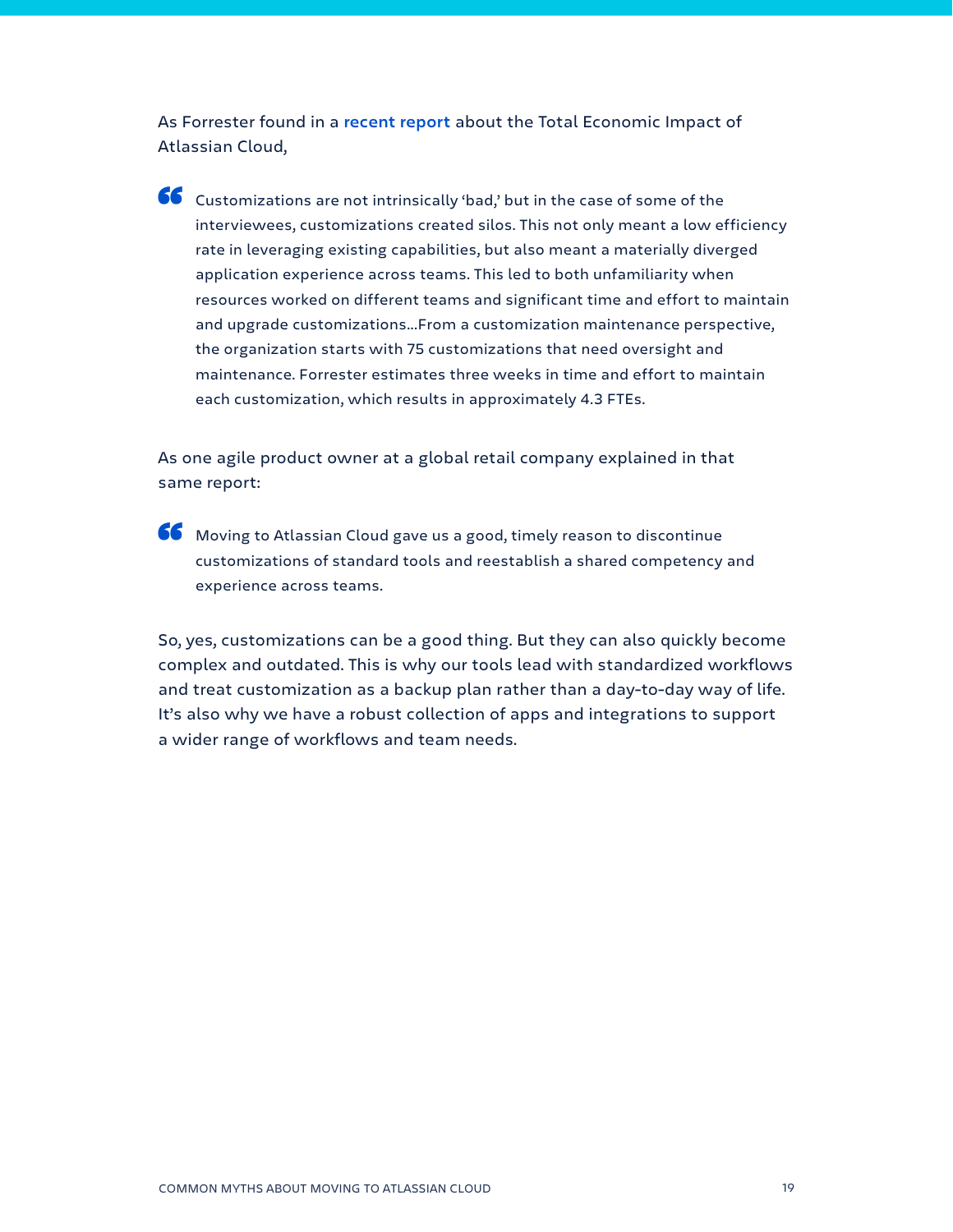As Forrester found in a recent report about the Total Economic Impact of Atlassian Cloud,

> Customizations are not intrinsically 'bad,' but in the case of some of the interviewees, customizations created silos. This not only meant a low efficiency rate in leveraging existing capabilities, but also meant a materially diverged application experience across teams. This led to both unfamiliarity when resources worked on different teams and significant time and effort to maintain and upgrade customizations...From a customization maintenance perspective, the organization starts with 75 customizations that need oversight and maintenance. Forrester estimates three weeks in time and effort to maintain each customization, which results in approximately 4.3 FTEs.

As one agile product owner at a global retail company explained in that same report:

> Moving to Atlassian Cloud gave us a good, timely reason to discontinue customizations of standard tools and reestablish a shared competency and experience across teams.

So, yes, customizations can be a good thing. But they can also quickly become complex and outdated. This is why our tools lead with standardized workflows and treat customization as a backup plan rather than a day-to-day way of life. It's also why we have a robust collection of apps and integrations to support a wider range of workflows and team needs.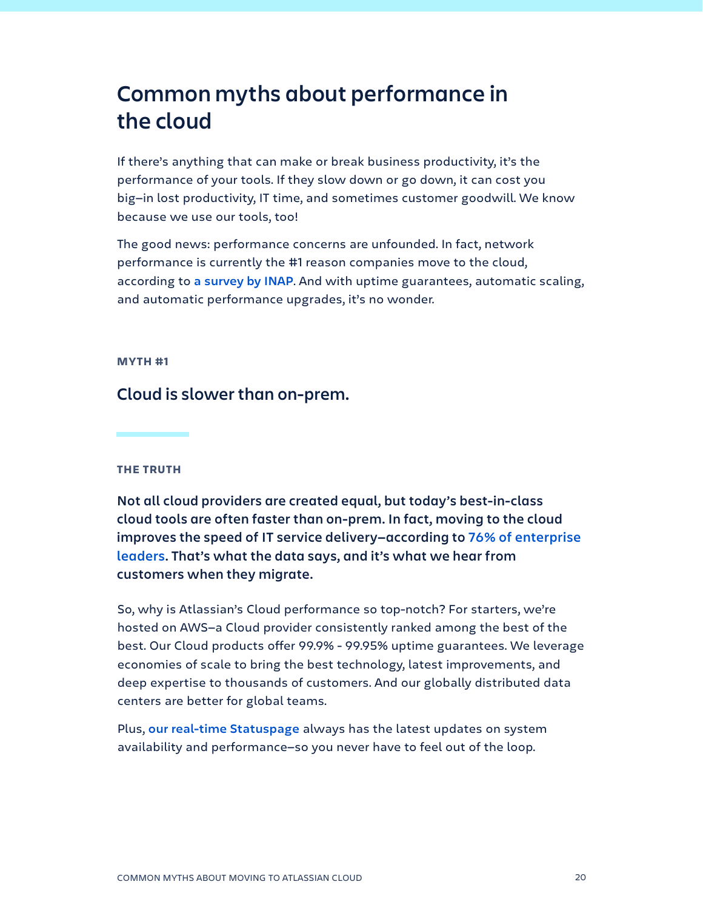# Common myths about performance in the cloud

If there's anything that can make or break business productivity, it's the performance of your tools. If they slow down or go down, it can cost you big–in lost productivity, IT time, and sometimes customer goodwill. We know because we use our tools, too!

The good news: performance concerns are unfounded. In fact, network performance is currently the #1 reason companies move to the cloud, according to a survey by INAP. And with uptime guarantees, automatic scaling, and automatic performance upgrades, it's no wonder.

**MYTH #1**

## Cloud is slower than on-prem.

**THE TRUTH**

**Not all cloud providers are created equal, but today's best-in-class cloud tools are often faster than on-prem. In fact, moving to the cloud improves the speed of IT service delivery–according to 76% of enterprise leaders. That's what the data says, and it's what we hear from customers when they migrate.**

So, why is Atlassian's Cloud performance so top-notch? For starters, we're hosted on AWS–a Cloud provider consistently ranked among the best of the best. Our Cloud products offer 99.9% - 99.95% uptime guarantees. We leverage economies of scale to bring the best technology, latest improvements, and deep expertise to thousands of customers. And our globally distributed data centers are better for global teams.

Plus, our real-time Statuspage always has the latest updates on system availability and performance–so you never have to feel out of the loop.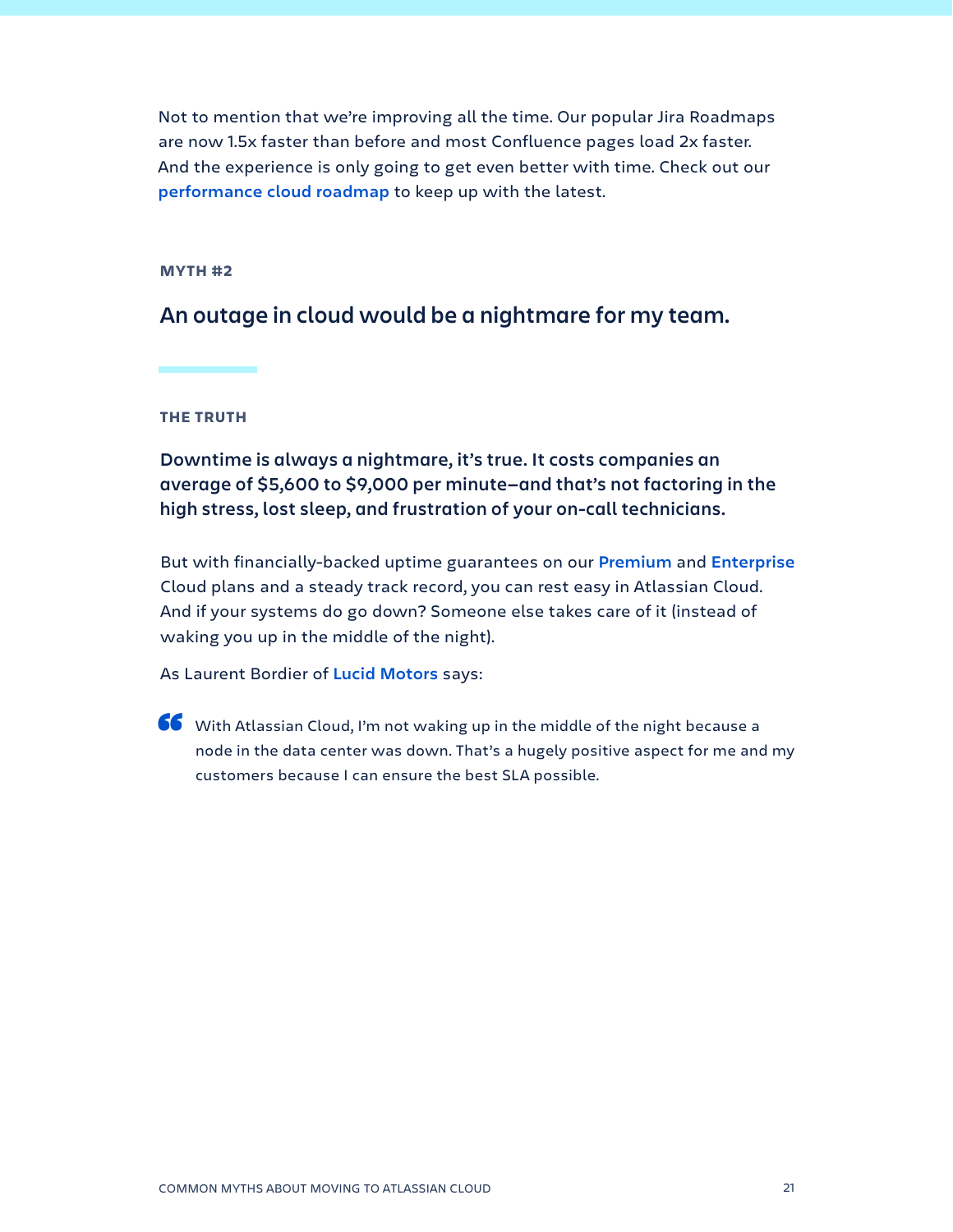Not to mention that we're improving all the time. Our popular Jira Roadmaps are now 1.5x faster than before and most Confluence pages load 2x faster. And the experience is only going to get even better with time. Check out our **performance cloud roadmap** to keep up with the latest.

**MYTH #2**

## An outage in cloud would be a nightmare for my team.

**THE TRUTH**

**Downtime is always a nightmare, it's true. It costs companies an average of $5,600 to $9,000 per minute—and that's not factoring in the high stress, lost sleep, and frustration of your on-call technicians.**

But with financially-backed uptime guarantees on our **Premium** and **Enterprise** Cloud plans and a steady track record, you can rest easy in Atlassian Cloud. And if your systems do go down? Someone else takes care of it (instead of waking you up in the middle of the night).

As Laurent Bordier of **Lucid Motors** says:

> With Atlassian Cloud, I'm not waking up in the middle of the night because a node in the data center was down. That's a hugely positive aspect for me and my customers because I can ensure the best SLA possible.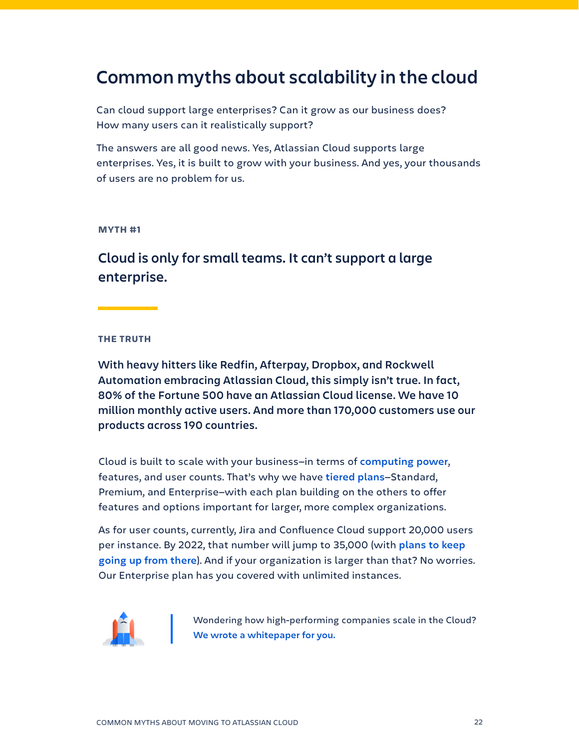# Common myths about scalability in the cloud

Can cloud support large enterprises? Can it grow as our business does? How many users can it realistically support?

The answers are all good news. Yes, Atlassian Cloud supports large enterprises. Yes, it is built to grow with your business. And yes, your thousands of users are no problem for us.

MYTH #1

## Cloud is only for small teams. It can't support a large enterprise.

THE TRUTH

**With heavy hitters like Redfin, Afterpay, Dropbox, and Rockwell Automation embracing Atlassian Cloud, this simply isn't true. In fact, 80% of the Fortune 500 have an Atlassian Cloud license. We have 10 million monthly active users. And more than 170,000 customers use our products across 190 countries.**

Cloud is built to scale with your business–in terms of computing power, features, and user counts. That's why we have tiered plans–Standard, Premium, and Enterprise–with each plan building on the others to offer features and options important for larger, more complex organizations.

As for user counts, currently, Jira and Confluence Cloud support 20,000 users per instance. By 2022, that number will jump to 35,000 (with plans to keep going up from there). And if your organization is larger than that? No worries. Our Enterprise plan has you covered with unlimited instances.

Wondering how high-performing companies scale in the Cloud? **We wrote a whitepaper for you.**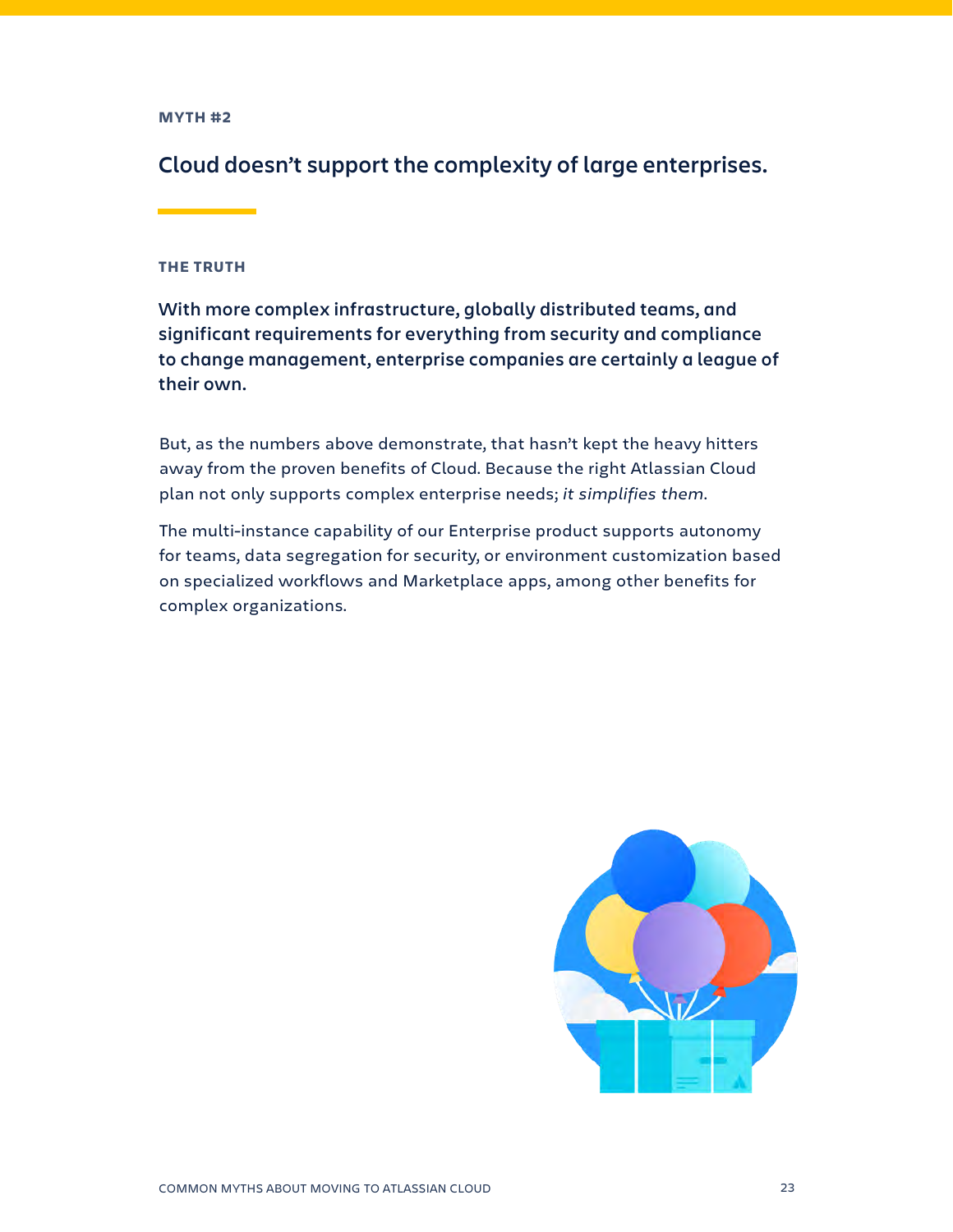MYTH #2

## Cloud doesn't support the complexity of large enterprises.

THE TRUTH

**With more complex infrastructure, globally distributed teams, and significant requirements for everything from security and compliance to change management, enterprise companies are certainly a league of their own.**

But, as the numbers above demonstrate, that hasn't kept the heavy hitters away from the proven benefits of Cloud. Because the right Atlassian Cloud plan not only supports complex enterprise needs; *it simplifies them*.

The multi-instance capability of our Enterprise product supports autonomy for teams, data segregation for security, or environment customization based on specialized workflows and Marketplace apps, among other benefits for complex organizations.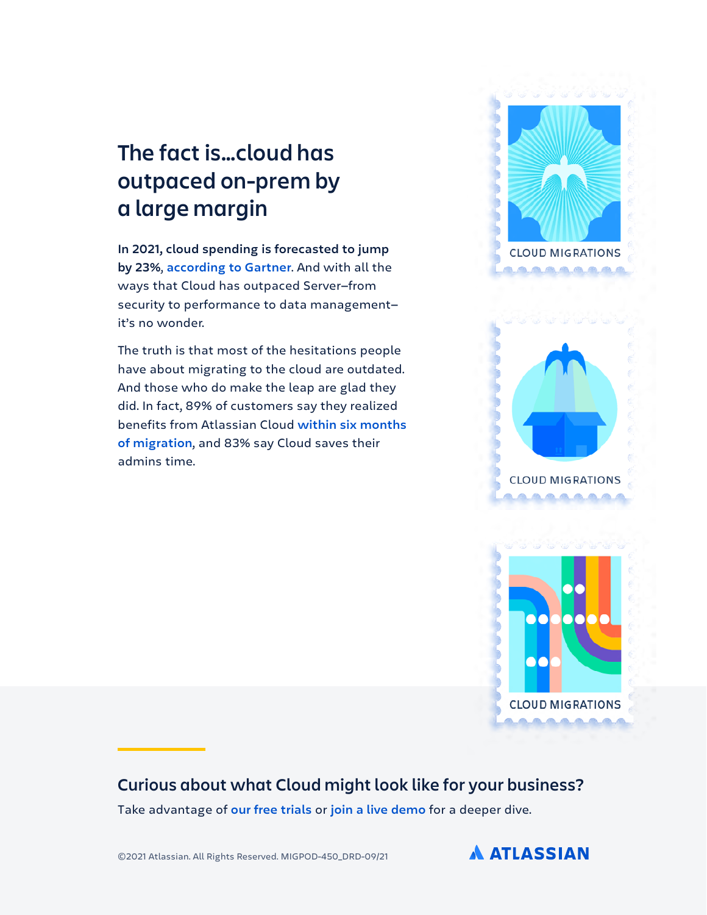## The fact is…cloud has outpaced on-prem by a large margin

**In 2021, cloud spending is forecasted to jump by 23%,** according to Gartner. And with all the ways that Cloud has outpaced Server–from security to performance to data management–it's no wonder.

The truth is that most of the hesitations people have about migrating to the cloud are outdated. And those who do make the leap are glad they did. In fact, 89% of customers say they realized benefits from Atlassian Cloud within six months of migration, and 83% say Cloud saves their admins time.

CLOUD MIGRATIONS

CLOUD MIGRATIONS

CLOUD MIGRATIONS

### Curious about what Cloud might look like for your business?

Take advantage of our free trials or join a live demo for a deeper dive.

©2021 Atlassian. All Rights Reserved. MIGPOD-450_DRD-09/21

ATLASSIAN